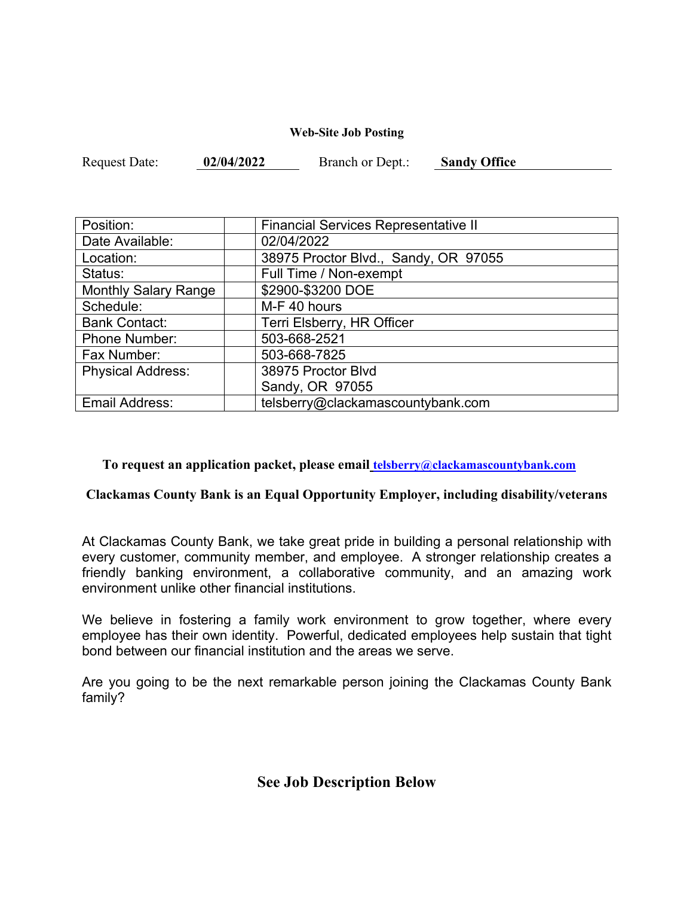**Web-Site Job Posting**

Request Date: **02/04/2022** Branch or Dept.: **Sandy Office**

| | | |
|---|---|---|
| Position: | | Financial Services Representative II |
| Date Available: | | 02/04/2022 |
| Location: | | 38975 Proctor Blvd., Sandy, OR 97055 |
| Status: | | Full Time / Non-exempt |
| Monthly Salary Range | | $2900-$3200 DOE |
| Schedule: | | M-F 40 hours |
| Bank Contact: | | Terri Elsberry, HR Officer |
| Phone Number: | | 503-668-2521 |
| Fax Number: | | 503-668-7825 |
| Physical Address: | | 38975 Proctor Blvd<br>Sandy, OR 97055 |
| Email Address: | | telsberry@clackamascountybank.com |

**To request an application packet, please email telsberry@clackamascountybank.com**

**Clackamas County Bank is an Equal Opportunity Employer, including disability/veterans**

At Clackamas County Bank, we take great pride in building a personal relationship with every customer, community member, and employee. A stronger relationship creates a friendly banking environment, a collaborative community, and an amazing work environment unlike other financial institutions.

We believe in fostering a family work environment to grow together, where every employee has their own identity. Powerful, dedicated employees help sustain that tight bond between our financial institution and the areas we serve.

Are you going to be the next remarkable person joining the Clackamas County Bank family?

## See Job Description Below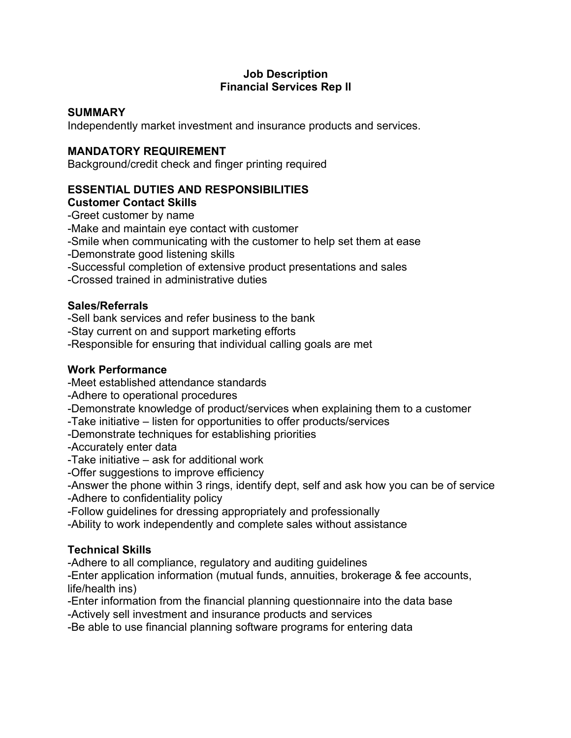# Job Description
# Financial Services Rep II

## SUMMARY

Independently market investment and insurance products and services.

## MANDATORY REQUIREMENT

Background/credit check and finger printing required

## ESSENTIAL DUTIES AND RESPONSIBILITIES

### Customer Contact Skills

-Greet customer by name
-Make and maintain eye contact with customer
-Smile when communicating with the customer to help set them at ease
-Demonstrate good listening skills
-Successful completion of extensive product presentations and sales
-Crossed trained in administrative duties

### Sales/Referrals

-Sell bank services and refer business to the bank
-Stay current on and support marketing efforts
-Responsible for ensuring that individual calling goals are met

### Work Performance

-Meet established attendance standards
-Adhere to operational procedures
-Demonstrate knowledge of product/services when explaining them to a customer
-Take initiative – listen for opportunities to offer products/services
-Demonstrate techniques for establishing priorities
-Accurately enter data
-Take initiative – ask for additional work
-Offer suggestions to improve efficiency
-Answer the phone within 3 rings, identify dept, self and ask how you can be of service
-Adhere to confidentiality policy
-Follow guidelines for dressing appropriately and professionally
-Ability to work independently and complete sales without assistance

### Technical Skills

-Adhere to all compliance, regulatory and auditing guidelines
-Enter application information (mutual funds, annuities, brokerage & fee accounts, life/health ins)
-Enter information from the financial planning questionnaire into the data base
-Actively sell investment and insurance products and services
-Be able to use financial planning software programs for entering data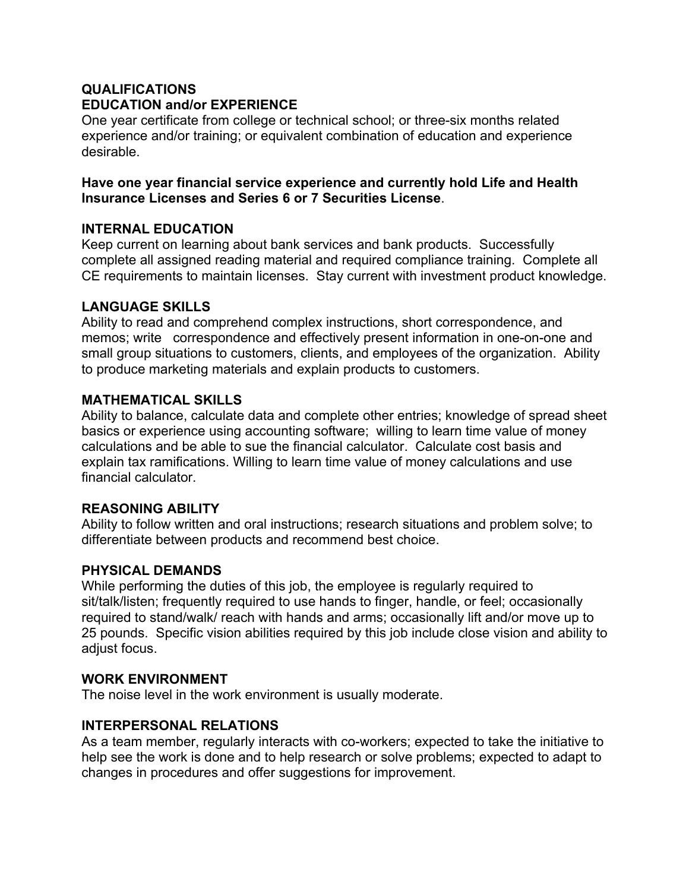**QUALIFICATIONS**
**EDUCATION and/or EXPERIENCE**
One year certificate from college or technical school; or three-six months related experience and/or training; or equivalent combination of education and experience desirable.

**Have one year financial service experience and currently hold Life and Health Insurance Licenses and Series 6 or 7 Securities License**.

**INTERNAL EDUCATION**
Keep current on learning about bank services and bank products. Successfully complete all assigned reading material and required compliance training. Complete all CE requirements to maintain licenses. Stay current with investment product knowledge.

**LANGUAGE SKILLS**
Ability to read and comprehend complex instructions, short correspondence, and memos; write correspondence and effectively present information in one-on-one and small group situations to customers, clients, and employees of the organization. Ability to produce marketing materials and explain products to customers.

**MATHEMATICAL SKILLS**
Ability to balance, calculate data and complete other entries; knowledge of spread sheet basics or experience using accounting software; willing to learn time value of money calculations and be able to sue the financial calculator. Calculate cost basis and explain tax ramifications. Willing to learn time value of money calculations and use financial calculator.

**REASONING ABILITY**
Ability to follow written and oral instructions; research situations and problem solve; to differentiate between products and recommend best choice.

**PHYSICAL DEMANDS**
While performing the duties of this job, the employee is regularly required to sit/talk/listen; frequently required to use hands to finger, handle, or feel; occasionally required to stand/walk/ reach with hands and arms; occasionally lift and/or move up to 25 pounds. Specific vision abilities required by this job include close vision and ability to adjust focus.

**WORK ENVIRONMENT**
The noise level in the work environment is usually moderate.

**INTERPERSONAL RELATIONS**
As a team member, regularly interacts with co-workers; expected to take the initiative to help see the work is done and to help research or solve problems; expected to adapt to changes in procedures and offer suggestions for improvement.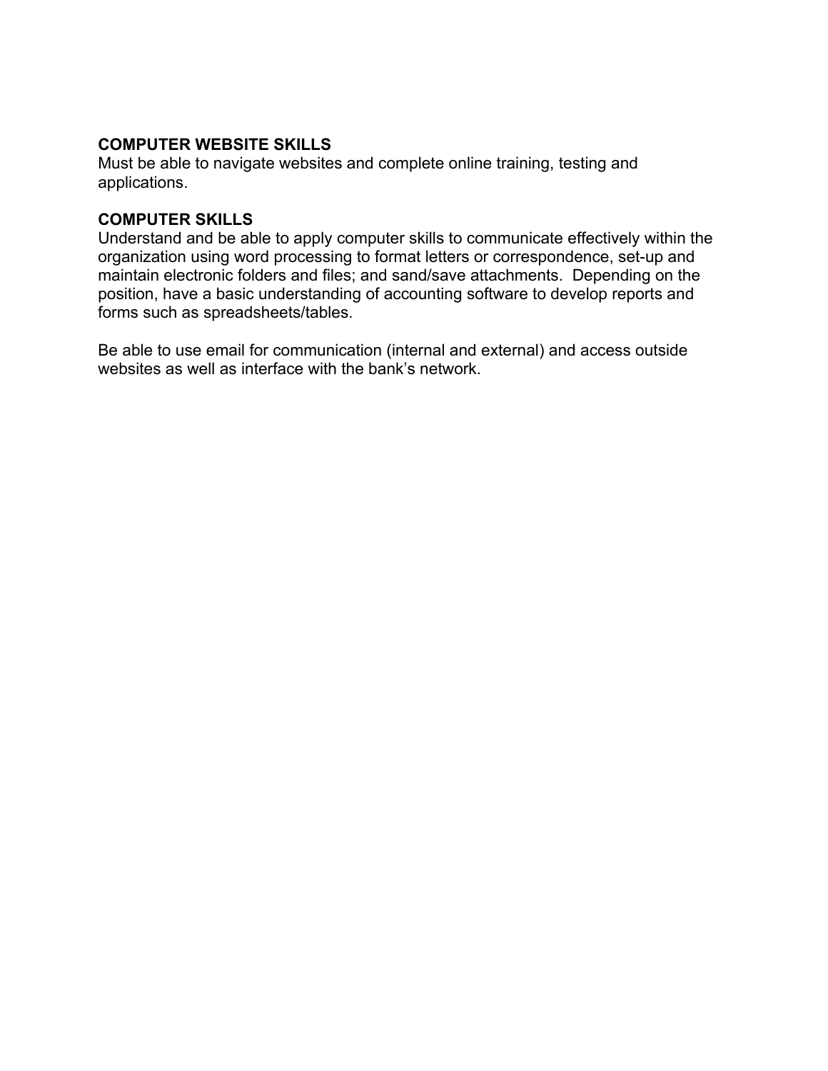**COMPUTER WEBSITE SKILLS**
Must be able to navigate websites and complete online training, testing and applications.

**COMPUTER SKILLS**
Understand and be able to apply computer skills to communicate effectively within the organization using word processing to format letters or correspondence, set-up and maintain electronic folders and files; and sand/save attachments. Depending on the position, have a basic understanding of accounting software to develop reports and forms such as spreadsheets/tables.

Be able to use email for communication (internal and external) and access outside websites as well as interface with the bank's network.